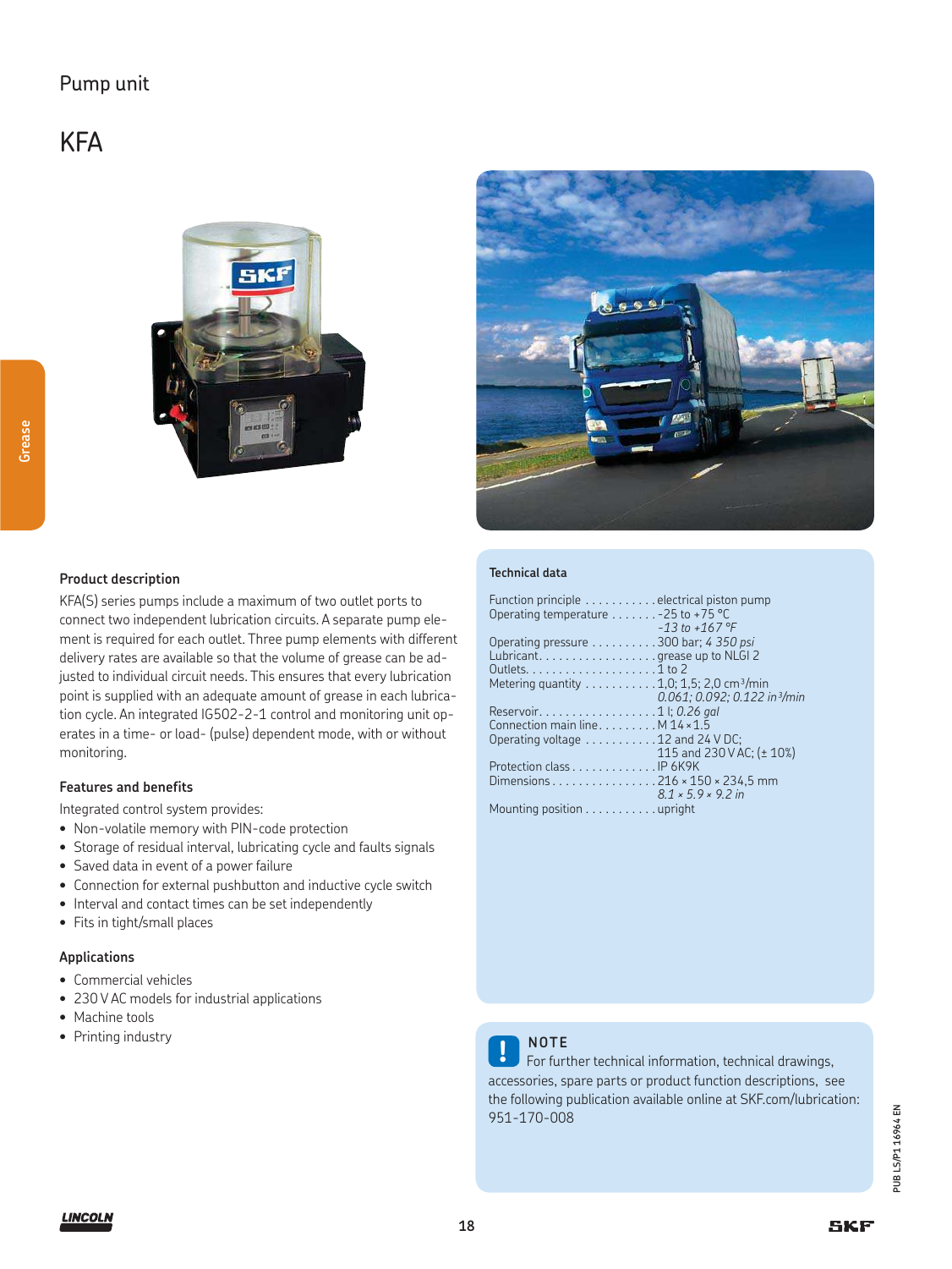Pump unit

# KFA

Grease

### Product description

KFA(S) series pumps include a maximum of two outlet ports to connect two independent lubrication circuits. A separate pump element is required for each outlet. Three pump elements with different delivery rates are available so that the volume of grease can be adjusted to individual circuit needs. This ensures that every lubrication point is supplied with an adequate amount of grease in each lubrication cycle. An integrated IG502-2-1 control and monitoring unit operates in a time- or load- (pulse) dependent mode, with or without monitoring.

### Features and benefits

Integrated control system provides:

- Non-volatile memory with PIN-code protection
- Storage of residual interval, lubricating cycle and faults signals
- Saved data in event of a power failure
- Connection for external pushbutton and inductive cycle switch
- Interval and contact times can be set independently
- Fits in tight/small places

### Applications

- Commercial vehicles
- 230 V AC models for industrial applications
- Machine tools
- Printing industry

### Technical data

| | |
|---|---|
| Function principle | electrical piston pump |
| Operating temperature | -25 to +75 °C<br>*-13 to +167 °F* |
| Operating pressure | 300 bar; *4 350 psi* |
| Lubricant | grease up to NLGI 2 |
| Outlets | 1 to 2 |
| Metering quantity | 1,0; 1,5; 2,0 cm³/min<br>*0.061; 0.092; 0.122 in³/min* |
| Reservoir | 1 l; *0.26 gal* |
| Connection main line | M 14 × 1.5 |
| Operating voltage | 12 and 24 V DC;<br>115 and 230 V AC; (± 10%) |
| Protection class | IP 6K9K |
| Dimensions | 216 × 150 × 234,5 mm<br>*8.1 × 5.9 × 9.2 in* |
| Mounting position | upright |

**NOTE**

For further technical information, technical drawings, accessories, spare parts or product function descriptions, see the following publication available online at SKF.com/lubrication: 951-170-008

PUB LS/P1 16964 EN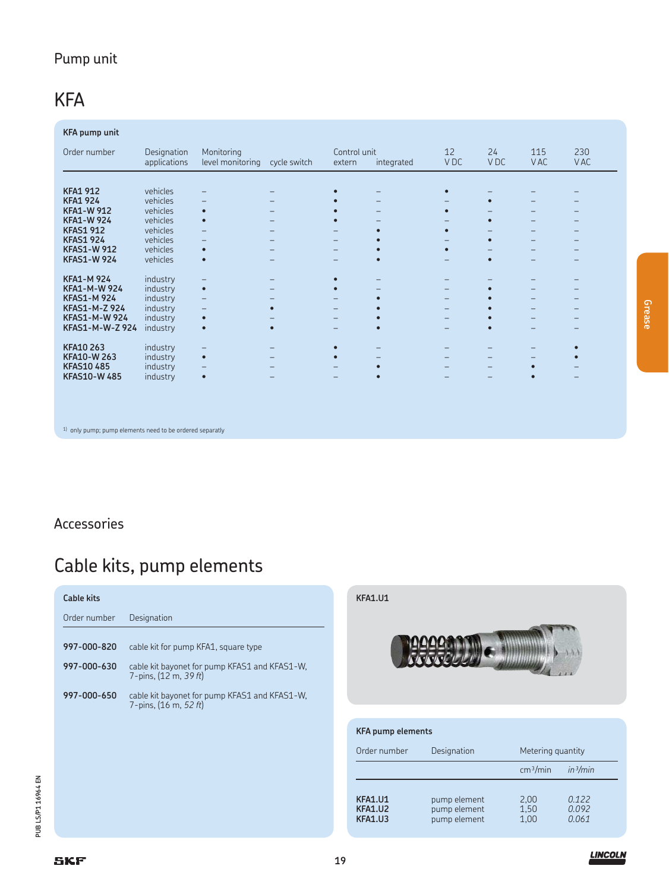Pump unit

# KFA

**KFA pump unit**

| Order number | Designation applications | Monitoring level monitoring | cycle switch | Control unit extern | integrated | 12 V DC | 24 V DC | 115 V AC | 230 V AC |
|---|---|---|---|---|---|---|---|---|---|
| **KFA1 912** | vehicles | – | – | • | – | • | – | – | – |
| **KFA1 924** | vehicles | – | – | • | – | – | • | – | – |
| **KFA1-W 912** | vehicles | • | – | • | – | • | – | – | – |
| **KFA1-W 924** | vehicles | • | – | • | – | – | • | – | – |
| **KFAS1 912** | vehicles | – | – | – | • | • | – | – | – |
| **KFAS1 924** | vehicles | – | – | – | • | – | • | – | – |
| **KFAS1-W 912** | vehicles | • | – | – | • | • | – | – | – |
| **KFAS1-W 924** | vehicles | • | – | – | • | – | • | – | – |
| **KFA1-M 924** | industry | – | – | • | – | – | – | – | – |
| **KFA1-M-W 924** | industry | • | – | • | – | – | • | – | – |
| **KFAS1-M 924** | industry | – | – | – | • | – | • | – | – |
| **KFAS1-M-Z 924** | industry | – | • | – | • | – | • | – | – |
| **KFAS1-M-W 924** | industry | • | – | – | • | – | • | – | – |
| **KFAS1-M-W-Z 924** | industry | • | • | – | • | – | • | – | – |
| **KFA10 263** | industry | – | – | • | – | – | – | – | • |
| **KFA10-W 263** | industry | • | – | • | – | – | – | – | • |
| **KFAS10 485** | industry | – | – | – | • | – | – | • | – |
| **KFAS10-W 485** | industry | • | – | – | • | – | – | • | – |

[1] only pump; pump elements need to be ordered separatly

Accessories

# Cable kits, pump elements

**Cable kits**

| Order number | Designation |
|---|---|
| **997-000-820** | cable kit for pump KFA1, square type |
| **997-000-630** | cable kit bayonet for pump KFAS1 and KFAS1-W, 7-pins, (12 m, *39 ft*) |
| **997-000-650** | cable kit bayonet for pump KFAS1 and KFAS1-W, 7-pins, (16 m, *52 ft*) |

**KFA1.U1**

**KFA pump elements**

| Order number | Designation | Metering quantity $cm^3$/min | *$in^3$/min* |
|---|---|---|---|
| **KFA1.U1** | pump element | 2,00 | *0.122* |
| **KFA1.U2** | pump element | 1,50 | *0.092* |
| **KFA1.U3** | pump element | 1,00 | *0.061* |